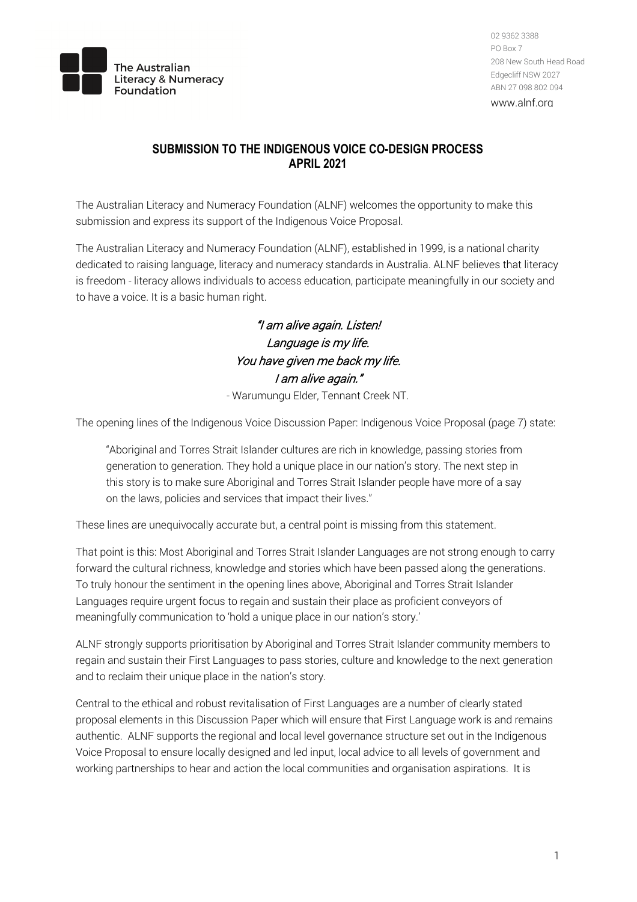The Australian Literacy & Numeracy Foundation

02 9362 3388
PO Box 7
208 New South Head Road
Edgecliff NSW 2027
ABN 27 098 802 094
www.alnf.org

## SUBMISSION TO THE INDIGENOUS VOICE CO-DESIGN PROCESS APRIL 2021

The Australian Literacy and Numeracy Foundation (ALNF) welcomes the opportunity to make this submission and express its support of the Indigenous Voice Proposal.

The Australian Literacy and Numeracy Foundation (ALNF), established in 1999, is a national charity dedicated to raising language, literacy and numeracy standards in Australia. ALNF believes that literacy is freedom - literacy allows individuals to access education, participate meaningfully in our society and to have a voice. It is a basic human right.

*"I am alive again. Listen!*
*Language is my life.*
*You have given me back my life.*
*I am alive again."*

- Warumungu Elder, Tennant Creek NT.

The opening lines of the Indigenous Voice Discussion Paper: Indigenous Voice Proposal (page 7) state:

> "Aboriginal and Torres Strait Islander cultures are rich in knowledge, passing stories from generation to generation. They hold a unique place in our nation's story. The next step in this story is to make sure Aboriginal and Torres Strait Islander people have more of a say on the laws, policies and services that impact their lives."

These lines are unequivocally accurate but, a central point is missing from this statement.

That point is this: Most Aboriginal and Torres Strait Islander Languages are not strong enough to carry forward the cultural richness, knowledge and stories which have been passed along the generations. To truly honour the sentiment in the opening lines above, Aboriginal and Torres Strait Islander Languages require urgent focus to regain and sustain their place as proficient conveyors of meaningfully communication to 'hold a unique place in our nation's story.'

ALNF strongly supports prioritisation by Aboriginal and Torres Strait Islander community members to regain and sustain their First Languages to pass stories, culture and knowledge to the next generation and to reclaim their unique place in the nation's story.

Central to the ethical and robust revitalisation of First Languages are a number of clearly stated proposal elements in this Discussion Paper which will ensure that First Language work is and remains authentic. ALNF supports the regional and local level governance structure set out in the Indigenous Voice Proposal to ensure locally designed and led input, local advice to all levels of government and working partnerships to hear and action the local communities and organisation aspirations. It is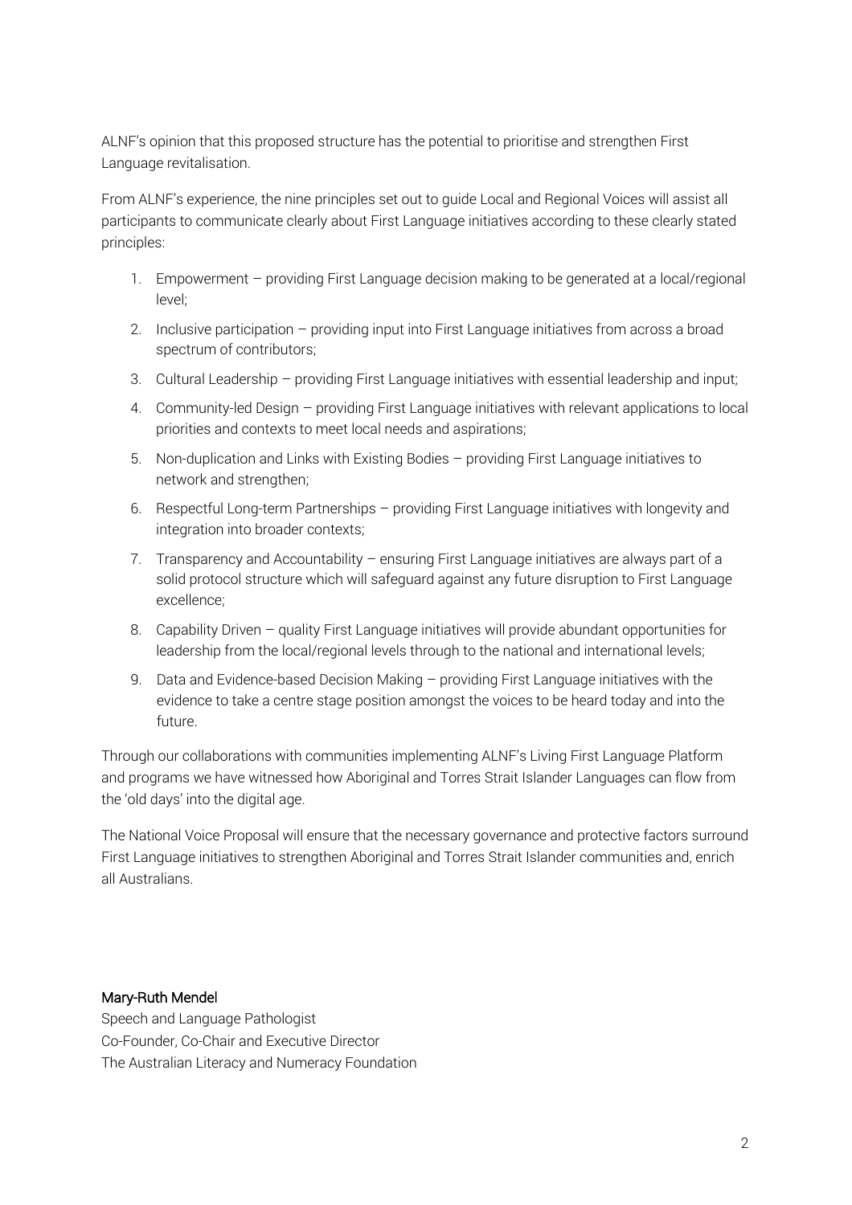ALNF's opinion that this proposed structure has the potential to prioritise and strengthen First Language revitalisation.

From ALNF's experience, the nine principles set out to guide Local and Regional Voices will assist all participants to communicate clearly about First Language initiatives according to these clearly stated principles:

1. Empowerment – providing First Language decision making to be generated at a local/regional level;
2. Inclusive participation – providing input into First Language initiatives from across a broad spectrum of contributors;
3. Cultural Leadership – providing First Language initiatives with essential leadership and input;
4. Community-led Design – providing First Language initiatives with relevant applications to local priorities and contexts to meet local needs and aspirations;
5. Non-duplication and Links with Existing Bodies – providing First Language initiatives to network and strengthen;
6. Respectful Long-term Partnerships – providing First Language initiatives with longevity and integration into broader contexts;
7. Transparency and Accountability – ensuring First Language initiatives are always part of a solid protocol structure which will safeguard against any future disruption to First Language excellence;
8. Capability Driven – quality First Language initiatives will provide abundant opportunities for leadership from the local/regional levels through to the national and international levels;
9. Data and Evidence-based Decision Making – providing First Language initiatives with the evidence to take a centre stage position amongst the voices to be heard today and into the future.

Through our collaborations with communities implementing ALNF's Living First Language Platform and programs we have witnessed how Aboriginal and Torres Strait Islander Languages can flow from the 'old days' into the digital age.

The National Voice Proposal will ensure that the necessary governance and protective factors surround First Language initiatives to strengthen Aboriginal and Torres Strait Islander communities and, enrich all Australians.

Mary-Ruth Mendel
Speech and Language Pathologist
Co-Founder, Co-Chair and Executive Director
The Australian Literacy and Numeracy Foundation